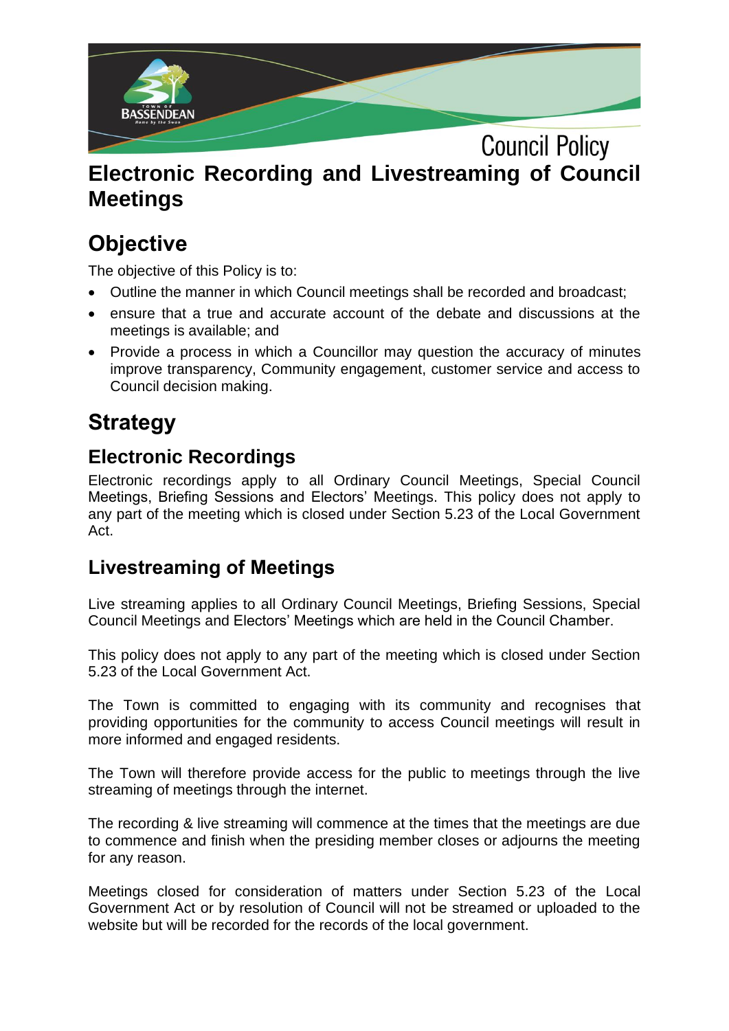Council Policy

# Electronic Recording and Livestreaming of Council Meetings

## Objective

The objective of this Policy is to:

- Outline the manner in which Council meetings shall be recorded and broadcast;
- ensure that a true and accurate account of the debate and discussions at the meetings is available; and
- Provide a process in which a Councillor may question the accuracy of minutes improve transparency, Community engagement, customer service and access to Council decision making.

## Strategy

### Electronic Recordings

Electronic recordings apply to all Ordinary Council Meetings, Special Council Meetings, Briefing Sessions and Electors' Meetings. This policy does not apply to any part of the meeting which is closed under Section 5.23 of the Local Government Act.

### Livestreaming of Meetings

Live streaming applies to all Ordinary Council Meetings, Briefing Sessions, Special Council Meetings and Electors' Meetings which are held in the Council Chamber.

This policy does not apply to any part of the meeting which is closed under Section 5.23 of the Local Government Act.

The Town is committed to engaging with its community and recognises that providing opportunities for the community to access Council meetings will result in more informed and engaged residents.

The Town will therefore provide access for the public to meetings through the live streaming of meetings through the internet.

The recording & live streaming will commence at the times that the meetings are due to commence and finish when the presiding member closes or adjourns the meeting for any reason.

Meetings closed for consideration of matters under Section 5.23 of the Local Government Act or by resolution of Council will not be streamed or uploaded to the website but will be recorded for the records of the local government.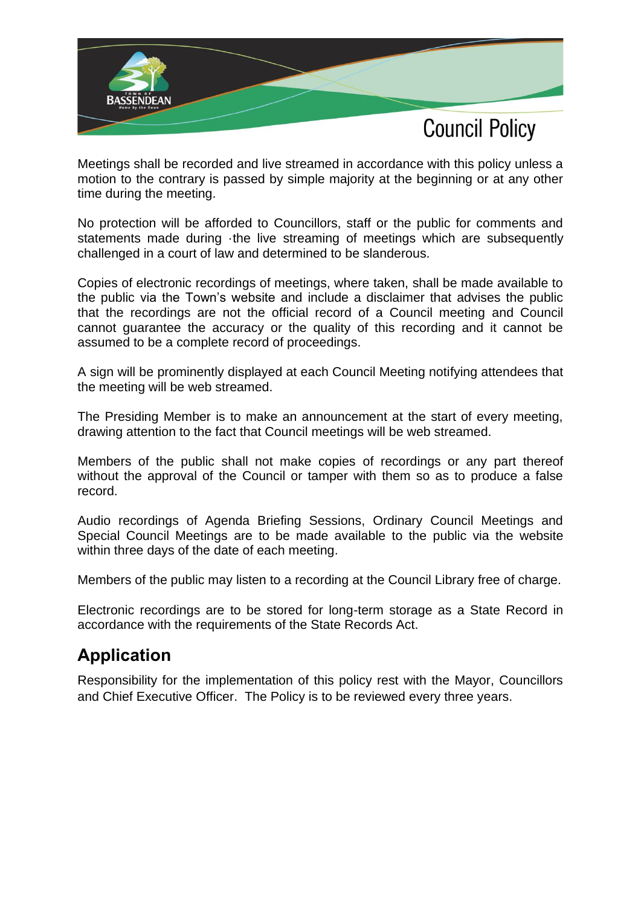Meetings shall be recorded and live streamed in accordance with this policy unless a motion to the contrary is passed by simple majority at the beginning or at any other time during the meeting.

No protection will be afforded to Councillors, staff or the public for comments and statements made during ·the live streaming of meetings which are subsequently challenged in a court of law and determined to be slanderous.

Copies of electronic recordings of meetings, where taken, shall be made available to the public via the Town's website and include a disclaimer that advises the public that the recordings are not the official record of a Council meeting and Council cannot guarantee the accuracy or the quality of this recording and it cannot be assumed to be a complete record of proceedings.

A sign will be prominently displayed at each Council Meeting notifying attendees that the meeting will be web streamed.

The Presiding Member is to make an announcement at the start of every meeting, drawing attention to the fact that Council meetings will be web streamed.

Members of the public shall not make copies of recordings or any part thereof without the approval of the Council or tamper with them so as to produce a false record.

Audio recordings of Agenda Briefing Sessions, Ordinary Council Meetings and Special Council Meetings are to be made available to the public via the website within three days of the date of each meeting.

Members of the public may listen to a recording at the Council Library free of charge.

Electronic recordings are to be stored for long-term storage as a State Record in accordance with the requirements of the State Records Act.

## Application

Responsibility for the implementation of this policy rest with the Mayor, Councillors and Chief Executive Officer. The Policy is to be reviewed every three years.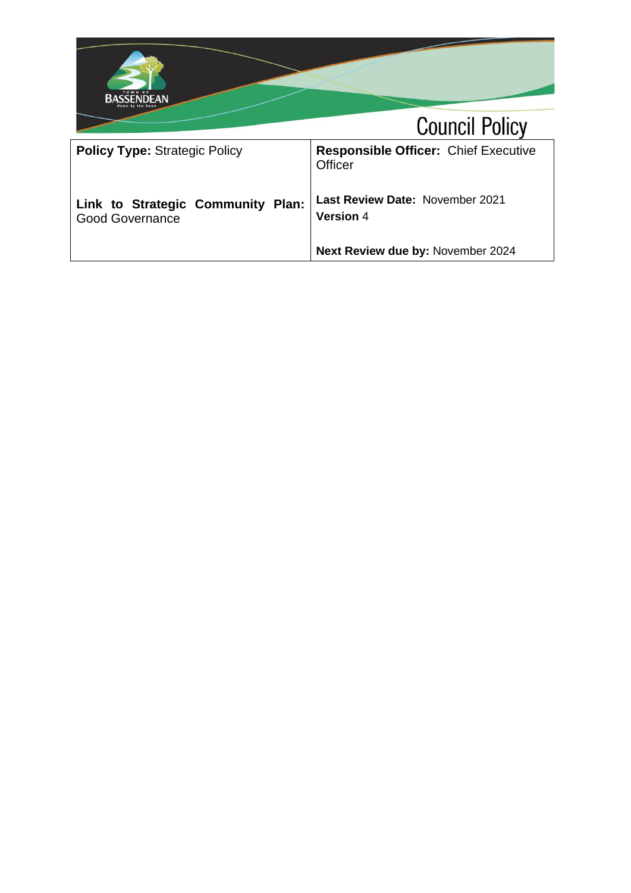# Council Policy

| | |
|---|---|
| **Policy Type:** Strategic Policy | **Responsible Officer:** Chief Executive Officer |
| **Link to Strategic Community Plan:** Good Governance | **Last Review Date:** November 2021<br>**Version** 4 |
| | **Next Review due by:** November 2024 |